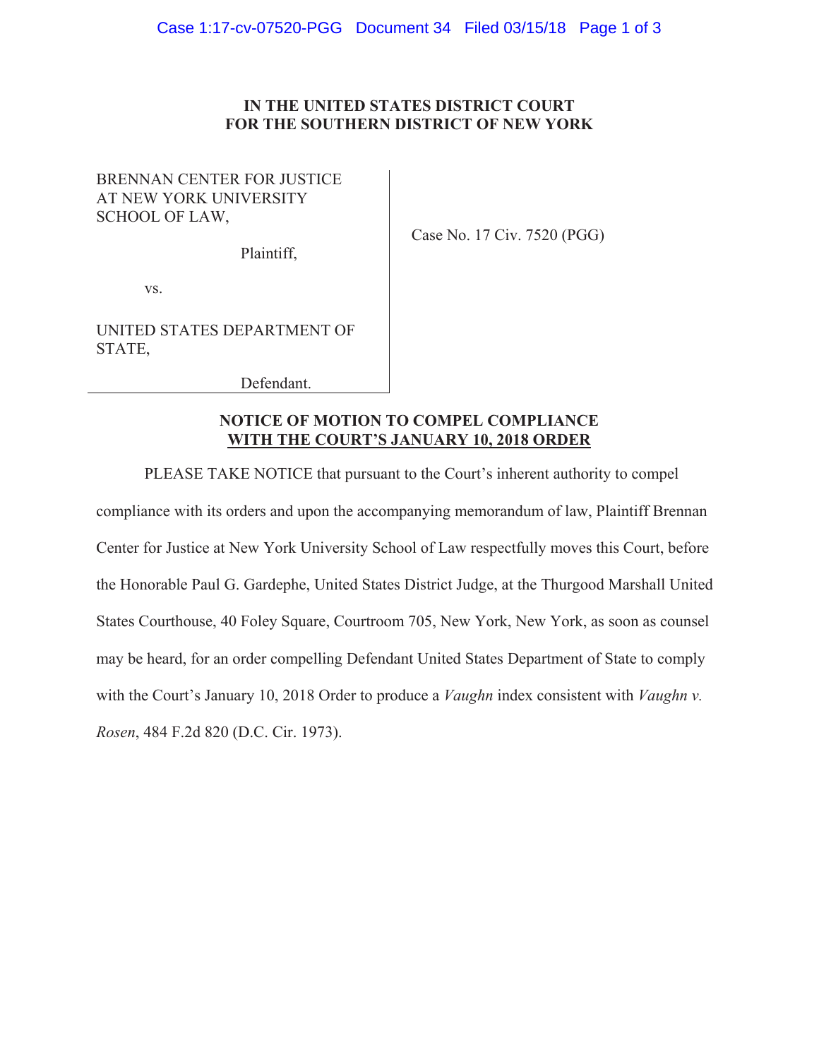**IN THE UNITED STATES DISTRICT COURT**
**FOR THE SOUTHERN DISTRICT OF NEW YORK**

| | |
|---|---|
| BRENNAN CENTER FOR JUSTICE AT NEW YORK UNIVERSITY SCHOOL OF LAW,<br><br>Plaintiff,<br><br>vs.<br><br>UNITED STATES DEPARTMENT OF STATE,<br><br>Defendant. | Case No. 17 Civ. 7520 (PGG) |

**NOTICE OF MOTION TO COMPEL COMPLIANCE**
**WITH THE COURT'S JANUARY 10, 2018 ORDER**

PLEASE TAKE NOTICE that pursuant to the Court's inherent authority to compel compliance with its orders and upon the accompanying memorandum of law, Plaintiff Brennan Center for Justice at New York University School of Law respectfully moves this Court, before the Honorable Paul G. Gardephe, United States District Judge, at the Thurgood Marshall United States Courthouse, 40 Foley Square, Courtroom 705, New York, New York, as soon as counsel may be heard, for an order compelling Defendant United States Department of State to comply with the Court's January 10, 2018 Order to produce a *Vaughn* index consistent with *Vaughn v. Rosen*, 484 F.2d 820 (D.C. Cir. 1973).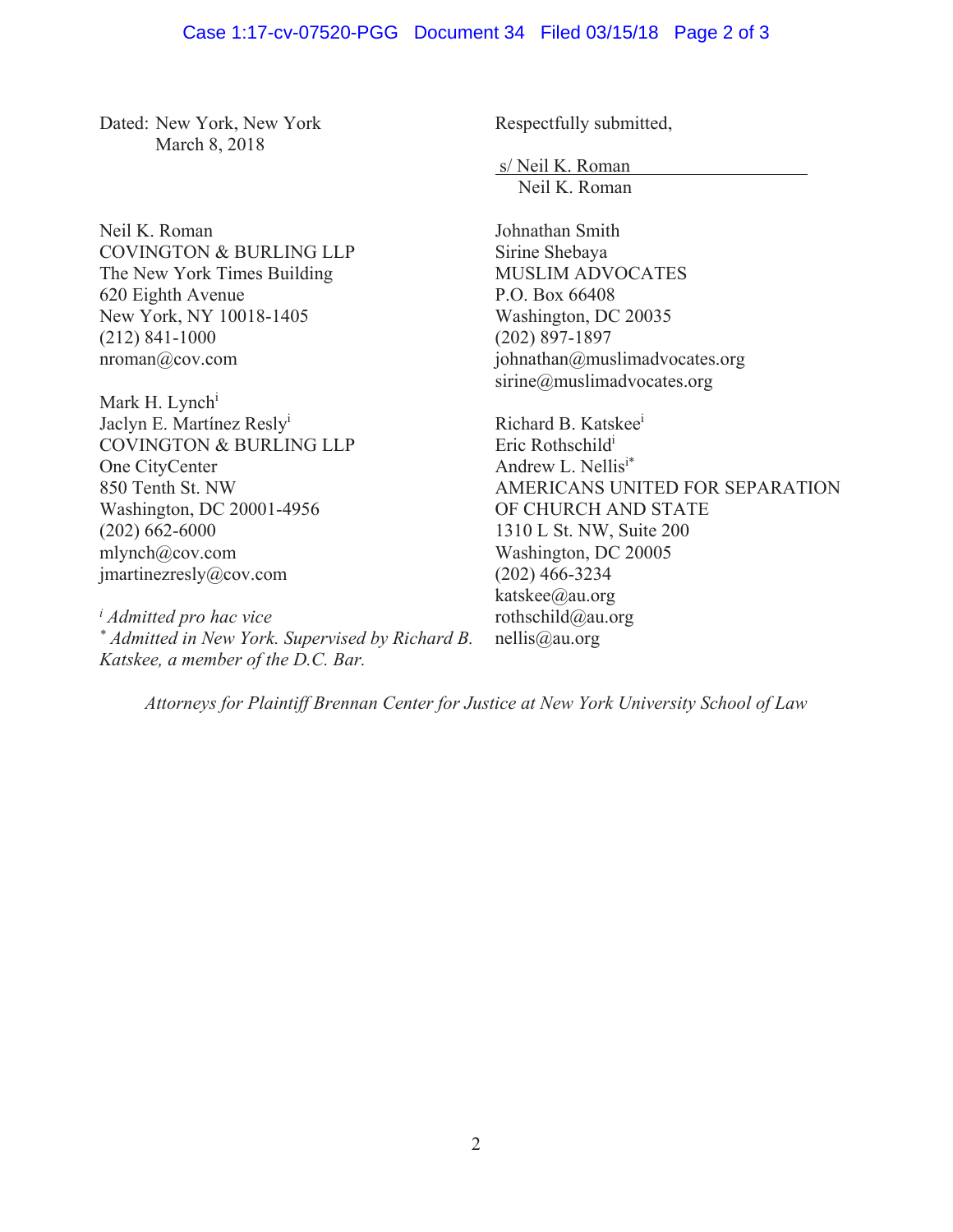Dated: New York, New York
March 8, 2018

Respectfully submitted,

s/ Neil K. Roman
Neil K. Roman

Neil K. Roman
COVINGTON & BURLING LLP
The New York Times Building
620 Eighth Avenue
New York, NY 10018-1405
(212) 841-1000
nroman@cov.com

Mark H. Lynch[i]
Jaclyn E. Martínez Resly[i]
COVINGTON & BURLING LLP
One CityCenter
850 Tenth St. NW
Washington, DC 20001-4956
(202) 662-6000
mlynch@cov.com
jmartinezresly@cov.com

Johnathan Smith
Sirine Shebaya
MUSLIM ADVOCATES
P.O. Box 66408
Washington, DC 20035
(202) 897-1897
johnathan@muslimadvocates.org
sirine@muslimadvocates.org

Richard B. Katskee[i]
Eric Rothschild[i]
Andrew L. Nellis[i*]
AMERICANS UNITED FOR SEPARATION OF CHURCH AND STATE
1310 L St. NW, Suite 200
Washington, DC 20005
(202) 466-3234
katskee@au.org
rothschild@au.org
nellis@au.org

[i] *Admitted pro hac vice*
[*] *Admitted in New York. Supervised by Richard B. Katskee, a member of the D.C. Bar.*

*Attorneys for Plaintiff Brennan Center for Justice at New York University School of Law*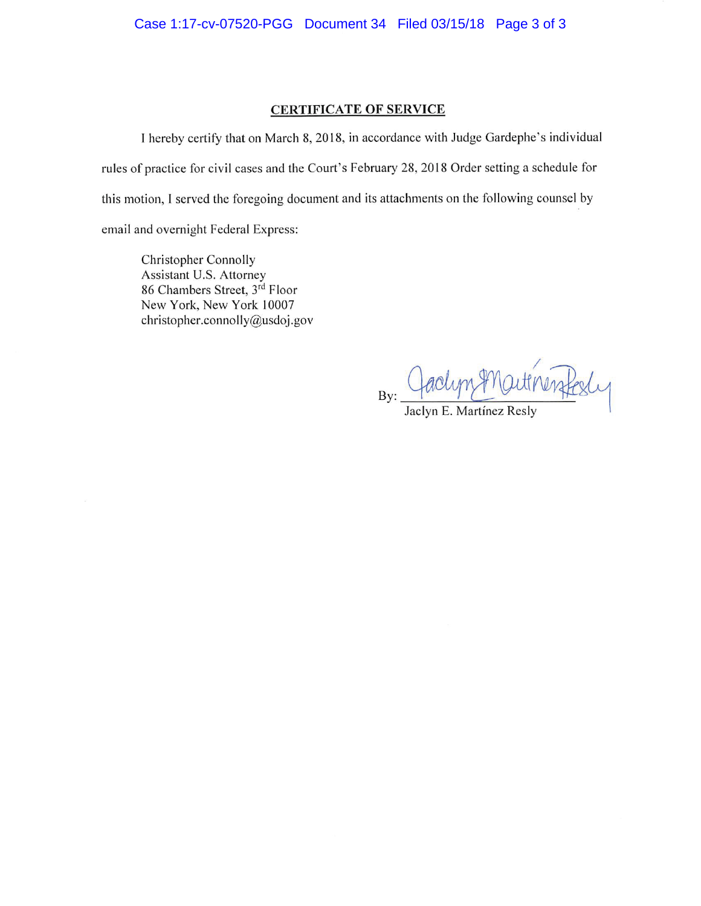## CERTIFICATE OF SERVICE

I hereby certify that on March 8, 2018, in accordance with Judge Gardephe's individual rules of practice for civil cases and the Court's February 28, 2018 Order setting a schedule for this motion, I served the foregoing document and its attachments on the following counsel by email and overnight Federal Express:

Christopher Connolly
Assistant U.S. Attorney
86 Chambers Street, 3rd Floor
New York, New York 10007
christopher.connolly@usdoj.gov

By: ______________________
Jaclyn E. Martínez Resly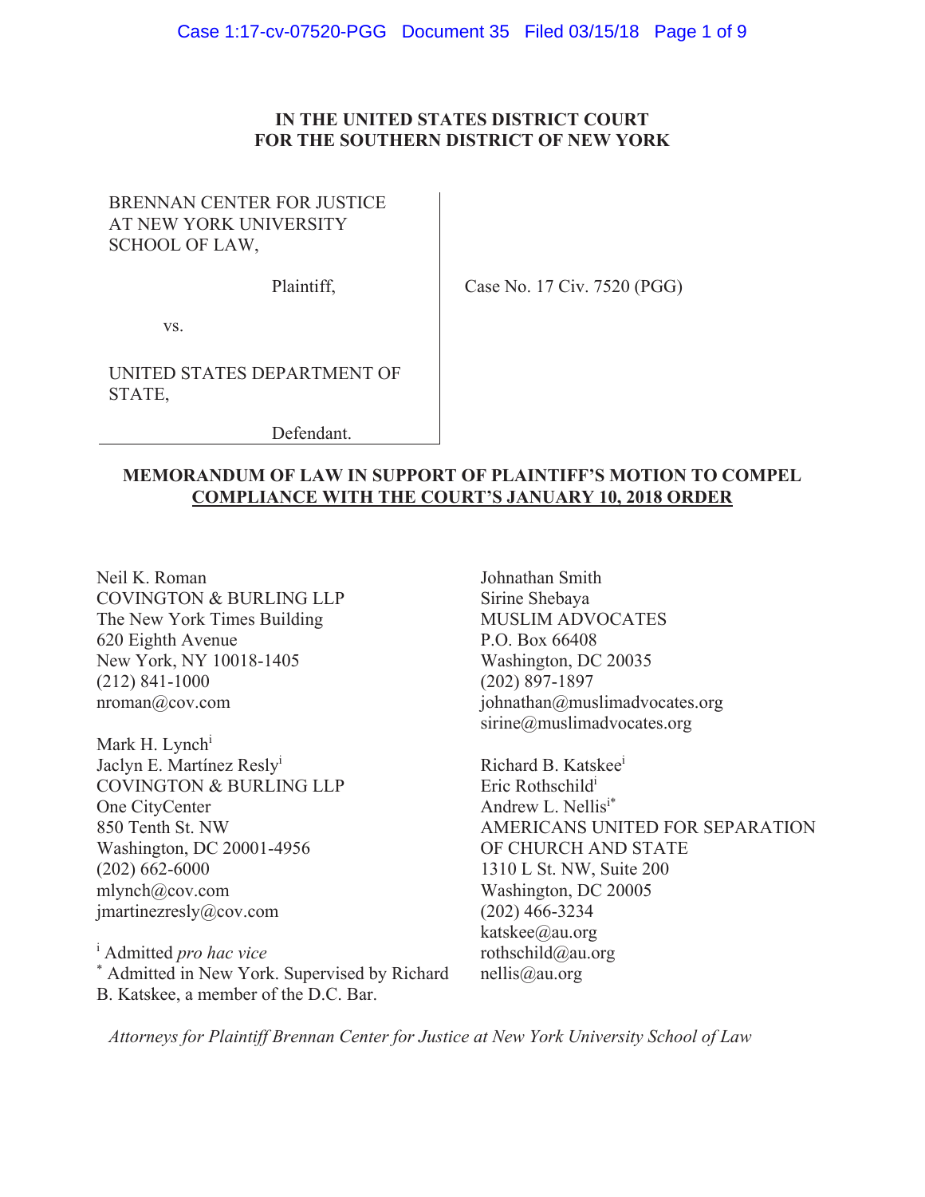**IN THE UNITED STATES DISTRICT COURT**
**FOR THE SOUTHERN DISTRICT OF NEW YORK**

| | |
|---|---|
| BRENNAN CENTER FOR JUSTICE AT NEW YORK UNIVERSITY SCHOOL OF LAW,<br><br>Plaintiff,<br><br>vs.<br><br>UNITED STATES DEPARTMENT OF STATE,<br><br>Defendant. | Case No. 17 Civ. 7520 (PGG) |

**MEMORANDUM OF LAW IN SUPPORT OF PLAINTIFF'S MOTION TO COMPEL COMPLIANCE WITH THE COURT'S JANUARY 10, 2018 ORDER**

Neil K. Roman
COVINGTON & BURLING LLP
The New York Times Building
620 Eighth Avenue
New York, NY 10018-1405
(212) 841-1000
nroman@cov.com

Mark H. Lynch[i]
Jaclyn E. Martínez Resly[i]
COVINGTON & BURLING LLP
One CityCenter
850 Tenth St. NW
Washington, DC 20001-4956
(202) 662-6000
mlynch@cov.com
jmartinezresly@cov.com

[i] Admitted *pro hac vice*
[*] Admitted in New York. Supervised by Richard B. Katskee, a member of the D.C. Bar.

Johnathan Smith
Sirine Shebaya
MUSLIM ADVOCATES
P.O. Box 66408
Washington, DC 20035
(202) 897-1897
johnathan@muslimadvocates.org
sirine@muslimadvocates.org

Richard B. Katskee[i]
Eric Rothschild[i]
Andrew L. Nellis[i*]
AMERICANS UNITED FOR SEPARATION OF CHURCH AND STATE
1310 L St. NW, Suite 200
Washington, DC 20005
(202) 466-3234
katskee@au.org
rothschild@au.org
nellis@au.org

*Attorneys for Plaintiff Brennan Center for Justice at New York University School of Law*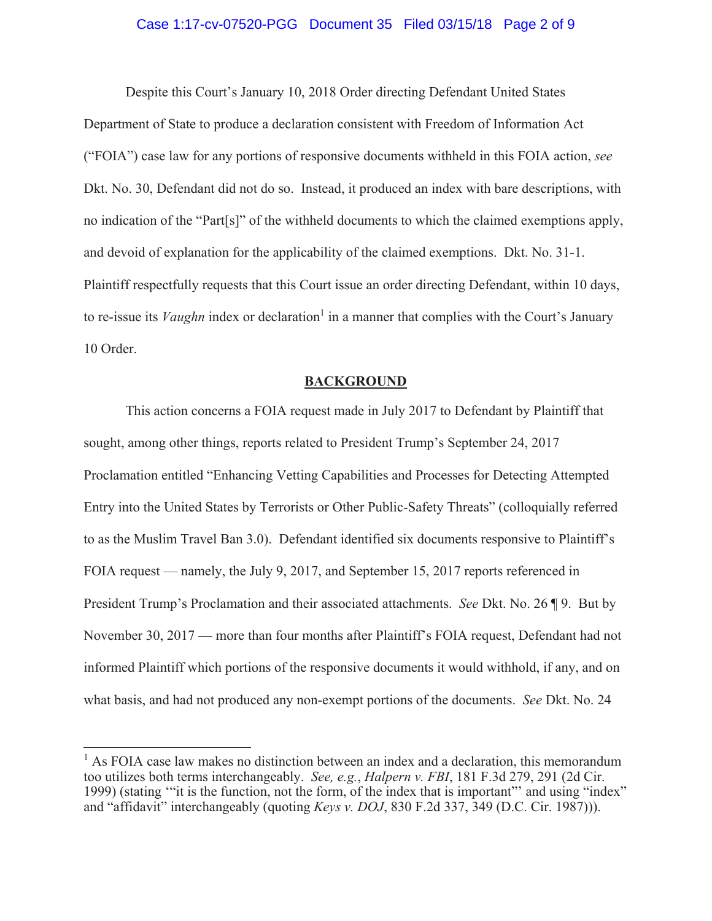Despite this Court's January 10, 2018 Order directing Defendant United States Department of State to produce a declaration consistent with Freedom of Information Act ("FOIA") case law for any portions of responsive documents withheld in this FOIA action, *see* Dkt. No. 30, Defendant did not do so. Instead, it produced an index with bare descriptions, with no indication of the "Part[s]" of the withheld documents to which the claimed exemptions apply, and devoid of explanation for the applicability of the claimed exemptions. Dkt. No. 31-1. Plaintiff respectfully requests that this Court issue an order directing Defendant, within 10 days, to re-issue its *Vaughn* index or declaration[1] in a manner that complies with the Court's January 10 Order.

## BACKGROUND

This action concerns a FOIA request made in July 2017 to Defendant by Plaintiff that sought, among other things, reports related to President Trump's September 24, 2017 Proclamation entitled "Enhancing Vetting Capabilities and Processes for Detecting Attempted Entry into the United States by Terrorists or Other Public-Safety Threats" (colloquially referred to as the Muslim Travel Ban 3.0). Defendant identified six documents responsive to Plaintiff's FOIA request — namely, the July 9, 2017, and September 15, 2017 reports referenced in President Trump's Proclamation and their associated attachments. *See* Dkt. No. 26 ¶ 9. But by November 30, 2017 — more than four months after Plaintiff's FOIA request, Defendant had not informed Plaintiff which portions of the responsive documents it would withhold, if any, and on what basis, and had not produced any non-exempt portions of the documents. *See* Dkt. No. 24

---

[1] As FOIA case law makes no distinction between an index and a declaration, this memorandum too utilizes both terms interchangeably. *See, e.g.*, *Halpern v. FBI*, 181 F.3d 279, 291 (2d Cir. 1999) (stating '"it is the function, not the form, of the index that is important"' and using "index" and "affidavit" interchangeably (quoting *Keys v. DOJ*, 830 F.2d 337, 349 (D.C. Cir. 1987))).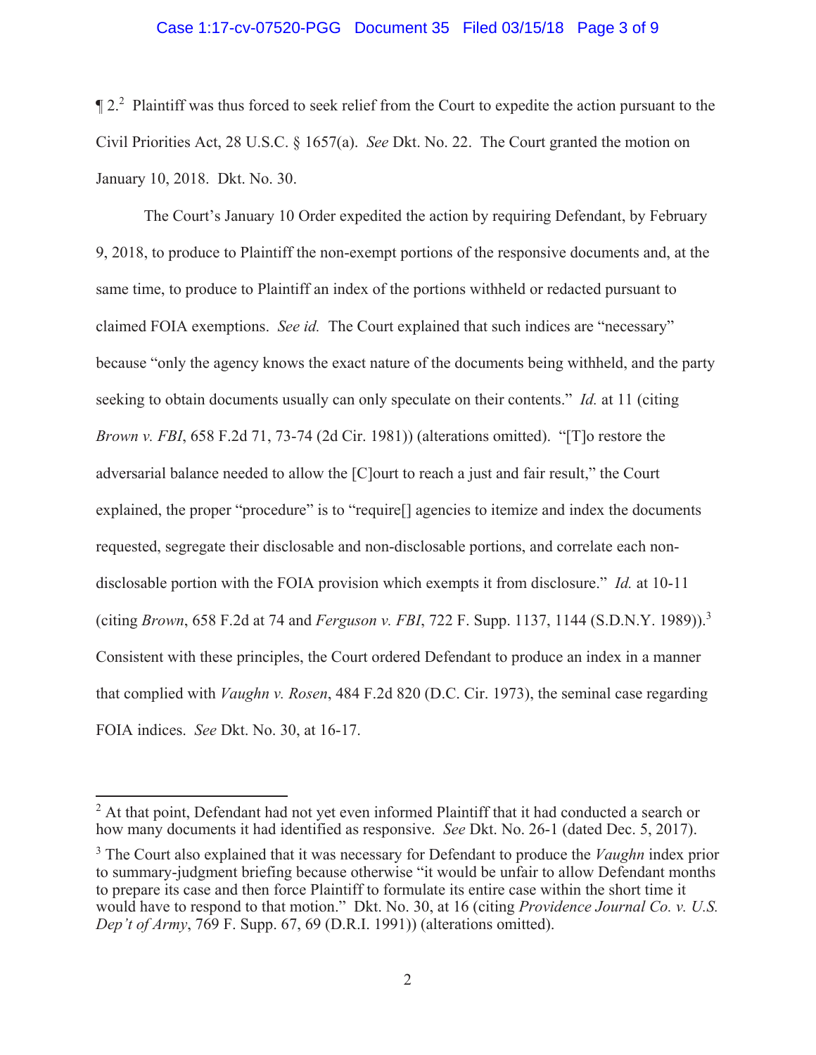¶ 2.[2] Plaintiff was thus forced to seek relief from the Court to expedite the action pursuant to the Civil Priorities Act, 28 U.S.C. § 1657(a). *See* Dkt. No. 22. The Court granted the motion on January 10, 2018. Dkt. No. 30.

The Court's January 10 Order expedited the action by requiring Defendant, by February 9, 2018, to produce to Plaintiff the non-exempt portions of the responsive documents and, at the same time, to produce to Plaintiff an index of the portions withheld or redacted pursuant to claimed FOIA exemptions. *See id.* The Court explained that such indices are "necessary" because "only the agency knows the exact nature of the documents being withheld, and the party seeking to obtain documents usually can only speculate on their contents." *Id.* at 11 (citing *Brown v. FBI*, 658 F.2d 71, 73-74 (2d Cir. 1981)) (alterations omitted). "[T]o restore the adversarial balance needed to allow the [C]ourt to reach a just and fair result," the Court explained, the proper "procedure" is to "require[] agencies to itemize and index the documents requested, segregate their disclosable and non-disclosable portions, and correlate each non-disclosable portion with the FOIA provision which exempts it from disclosure." *Id.* at 10-11 (citing *Brown*, 658 F.2d at 74 and *Ferguson v. FBI*, 722 F. Supp. 1137, 1144 (S.D.N.Y. 1989)).[3] Consistent with these principles, the Court ordered Defendant to produce an index in a manner that complied with *Vaughn v. Rosen*, 484 F.2d 820 (D.C. Cir. 1973), the seminal case regarding FOIA indices. *See* Dkt. No. 30, at 16-17.

---

[2] At that point, Defendant had not yet even informed Plaintiff that it had conducted a search or how many documents it had identified as responsive. *See* Dkt. No. 26-1 (dated Dec. 5, 2017).

[3] The Court also explained that it was necessary for Defendant to produce the *Vaughn* index prior to summary-judgment briefing because otherwise "it would be unfair to allow Defendant months to prepare its case and then force Plaintiff to formulate its entire case within the short time it would have to respond to that motion." Dkt. No. 30, at 16 (citing *Providence Journal Co. v. U.S. Dep't of Army*, 769 F. Supp. 67, 69 (D.R.I. 1991)) (alterations omitted).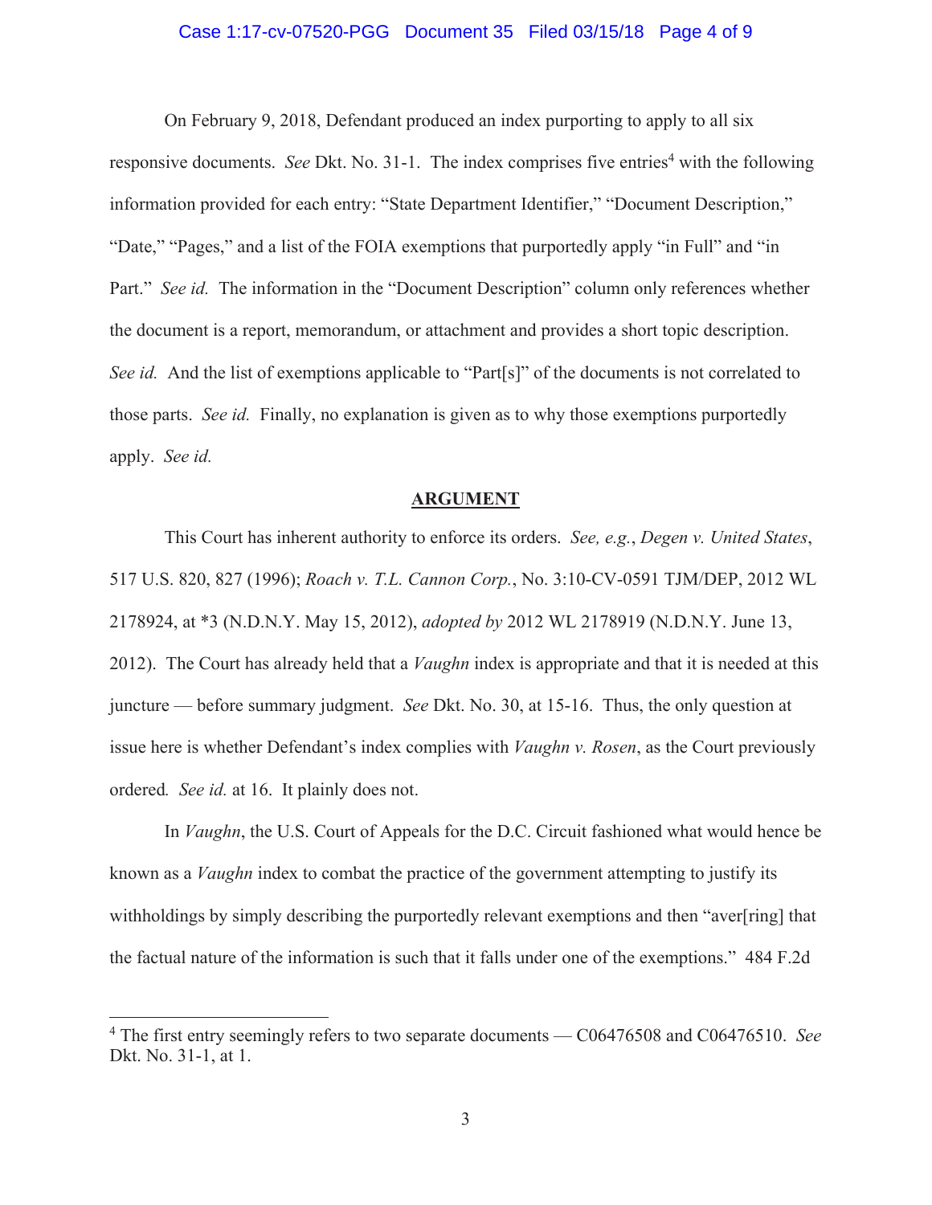On February 9, 2018, Defendant produced an index purporting to apply to all six responsive documents. *See* Dkt. No. 31-1. The index comprises five entries[4] with the following information provided for each entry: "State Department Identifier," "Document Description," "Date," "Pages," and a list of the FOIA exemptions that purportedly apply "in Full" and "in Part." *See id.* The information in the "Document Description" column only references whether the document is a report, memorandum, or attachment and provides a short topic description. *See id.* And the list of exemptions applicable to "Part[s]" of the documents is not correlated to those parts. *See id.* Finally, no explanation is given as to why those exemptions purportedly apply. *See id.*

## ARGUMENT

This Court has inherent authority to enforce its orders. *See, e.g.*, *Degen v. United States*, 517 U.S. 820, 827 (1996); *Roach v. T.L. Cannon Corp.*, No. 3:10-CV-0591 TJM/DEP, 2012 WL 2178924, at *3 (N.D.N.Y. May 15, 2012), *adopted by* 2012 WL 2178919 (N.D.N.Y. June 13, 2012). The Court has already held that a *Vaughn* index is appropriate and that it is needed at this juncture — before summary judgment. *See* Dkt. No. 30, at 15-16. Thus, the only question at issue here is whether Defendant's index complies with *Vaughn v. Rosen*, as the Court previously ordered. *See id.* at 16. It plainly does not.

In *Vaughn*, the U.S. Court of Appeals for the D.C. Circuit fashioned what would hence be known as a *Vaughn* index to combat the practice of the government attempting to justify its withholdings by simply describing the purportedly relevant exemptions and then "aver[ring] that the factual nature of the information is such that it falls under one of the exemptions." 484 F.2d

---

[4] The first entry seemingly refers to two separate documents — C06476508 and C06476510. *See* Dkt. No. 31-1, at 1.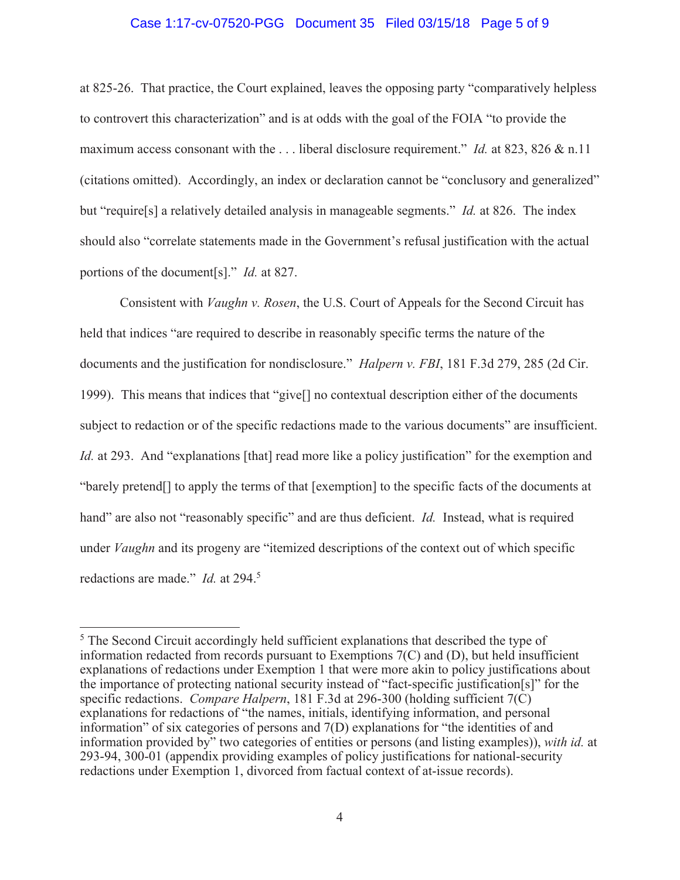at 825-26. That practice, the Court explained, leaves the opposing party "comparatively helpless to controvert this characterization" and is at odds with the goal of the FOIA "to provide the maximum access consonant with the . . . liberal disclosure requirement." *Id.* at 823, 826 & n.11 (citations omitted). Accordingly, an index or declaration cannot be "conclusory and generalized" but "require[s] a relatively detailed analysis in manageable segments." *Id.* at 826. The index should also "correlate statements made in the Government's refusal justification with the actual portions of the document[s]." *Id.* at 827.

Consistent with *Vaughn v. Rosen*, the U.S. Court of Appeals for the Second Circuit has held that indices "are required to describe in reasonably specific terms the nature of the documents and the justification for nondisclosure." *Halpern v. FBI*, 181 F.3d 279, 285 (2d Cir. 1999). This means that indices that "give[] no contextual description either of the documents subject to redaction or of the specific redactions made to the various documents" are insufficient. *Id.* at 293. And "explanations [that] read more like a policy justification" for the exemption and "barely pretend[] to apply the terms of that [exemption] to the specific facts of the documents at hand" are also not "reasonably specific" and are thus deficient. *Id.* Instead, what is required under *Vaughn* and its progeny are "itemized descriptions of the context out of which specific redactions are made." *Id.* at 294.[5]

---

[5] The Second Circuit accordingly held sufficient explanations that described the type of information redacted from records pursuant to Exemptions 7(C) and (D), but held insufficient explanations of redactions under Exemption 1 that were more akin to policy justifications about the importance of protecting national security instead of "fact-specific justification[s]" for the specific redactions. *Compare Halpern*, 181 F.3d at 296-300 (holding sufficient 7(C) explanations for redactions of "the names, initials, identifying information, and personal information" of six categories of persons and 7(D) explanations for "the identities of and information provided by" two categories of entities or persons (and listing examples)), *with id.* at 293-94, 300-01 (appendix providing examples of policy justifications for national-security redactions under Exemption 1, divorced from factual context of at-issue records).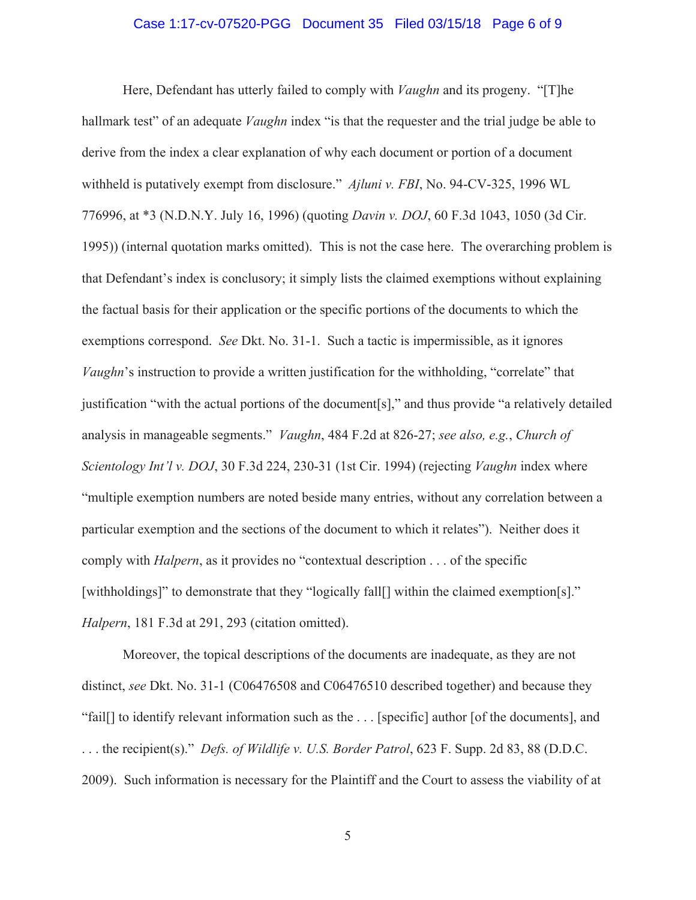Here, Defendant has utterly failed to comply with *Vaughn* and its progeny. "[T]he hallmark test" of an adequate *Vaughn* index "is that the requester and the trial judge be able to derive from the index a clear explanation of why each document or portion of a document withheld is putatively exempt from disclosure." *Ajluni v. FBI*, No. 94-CV-325, 1996 WL 776996, at *3 (N.D.N.Y. July 16, 1996) (quoting *Davin v. DOJ*, 60 F.3d 1043, 1050 (3d Cir. 1995)) (internal quotation marks omitted). This is not the case here. The overarching problem is that Defendant's index is conclusory; it simply lists the claimed exemptions without explaining the factual basis for their application or the specific portions of the documents to which the exemptions correspond. *See* Dkt. No. 31-1. Such a tactic is impermissible, as it ignores *Vaughn*'s instruction to provide a written justification for the withholding, "correlate" that justification "with the actual portions of the document[s]," and thus provide "a relatively detailed analysis in manageable segments." *Vaughn*, 484 F.2d at 826-27; *see also, e.g.*, *Church of Scientology Int'l v. DOJ*, 30 F.3d 224, 230-31 (1st Cir. 1994) (rejecting *Vaughn* index where "multiple exemption numbers are noted beside many entries, without any correlation between a particular exemption and the sections of the document to which it relates"). Neither does it comply with *Halpern*, as it provides no "contextual description . . . of the specific [withholdings]" to demonstrate that they "logically fall[] within the claimed exemption[s]." *Halpern*, 181 F.3d at 291, 293 (citation omitted).

Moreover, the topical descriptions of the documents are inadequate, as they are not distinct, *see* Dkt. No. 31-1 (C06476508 and C06476510 described together) and because they "fail[] to identify relevant information such as the . . . [specific] author [of the documents], and . . . the recipient(s)." *Defs. of Wildlife v. U.S. Border Patrol*, 623 F. Supp. 2d 83, 88 (D.D.C. 2009). Such information is necessary for the Plaintiff and the Court to assess the viability of at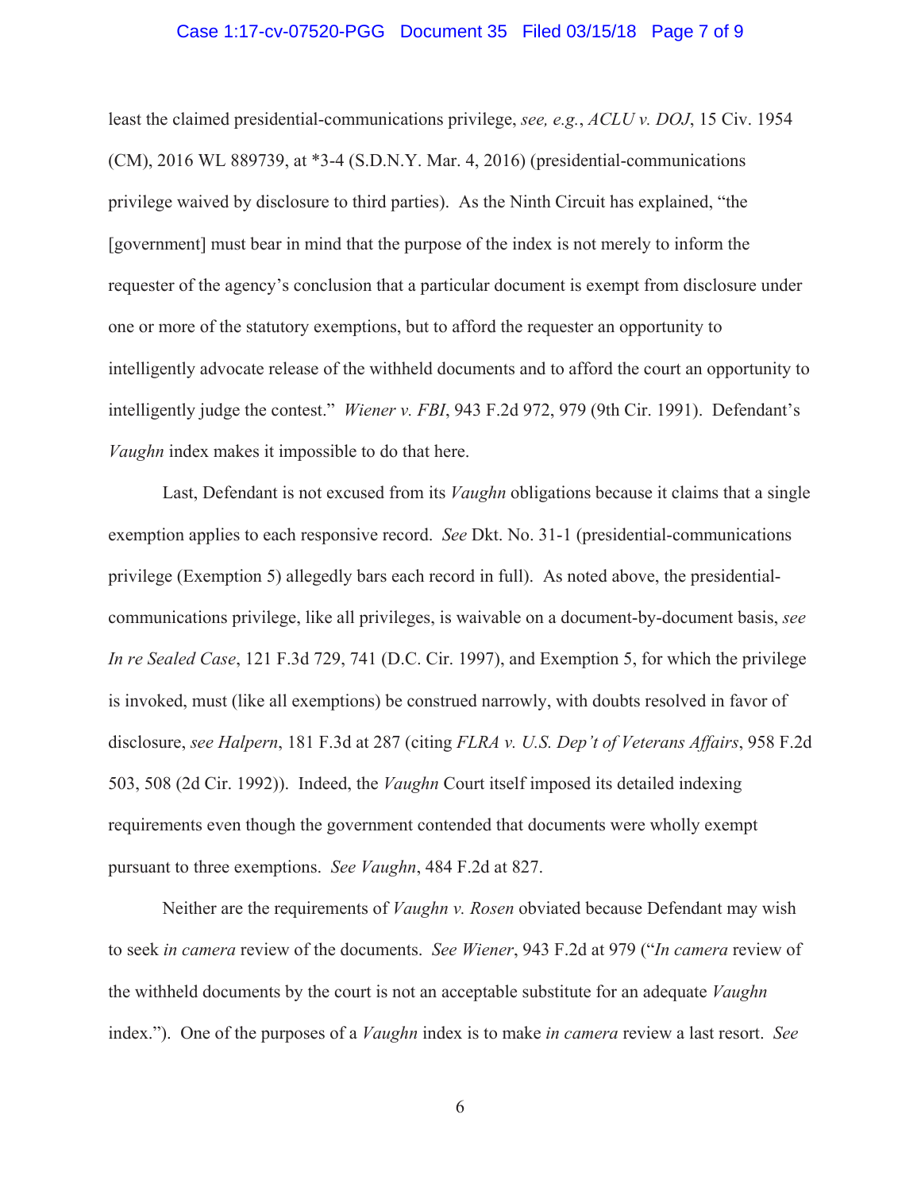least the claimed presidential-communications privilege, *see, e.g.*, *ACLU v. DOJ*, 15 Civ. 1954 (CM), 2016 WL 889739, at *3-4 (S.D.N.Y. Mar. 4, 2016) (presidential-communications privilege waived by disclosure to third parties). As the Ninth Circuit has explained, "the [government] must bear in mind that the purpose of the index is not merely to inform the requester of the agency's conclusion that a particular document is exempt from disclosure under one or more of the statutory exemptions, but to afford the requester an opportunity to intelligently advocate release of the withheld documents and to afford the court an opportunity to intelligently judge the contest." *Wiener v. FBI*, 943 F.2d 972, 979 (9th Cir. 1991). Defendant's *Vaughn* index makes it impossible to do that here.

Last, Defendant is not excused from its *Vaughn* obligations because it claims that a single exemption applies to each responsive record. *See* Dkt. No. 31-1 (presidential-communications privilege (Exemption 5) allegedly bars each record in full). As noted above, the presidential-communications privilege, like all privileges, is waivable on a document-by-document basis, *see In re Sealed Case*, 121 F.3d 729, 741 (D.C. Cir. 1997), and Exemption 5, for which the privilege is invoked, must (like all exemptions) be construed narrowly, with doubts resolved in favor of disclosure, *see Halpern*, 181 F.3d at 287 (citing *FLRA v. U.S. Dep't of Veterans Affairs*, 958 F.2d 503, 508 (2d Cir. 1992)). Indeed, the *Vaughn* Court itself imposed its detailed indexing requirements even though the government contended that documents were wholly exempt pursuant to three exemptions. *See Vaughn*, 484 F.2d at 827.

Neither are the requirements of *Vaughn v. Rosen* obviated because Defendant may wish to seek *in camera* review of the documents. *See Wiener*, 943 F.2d at 979 ("*In camera* review of the withheld documents by the court is not an acceptable substitute for an adequate *Vaughn* index."). One of the purposes of a *Vaughn* index is to make *in camera* review a last resort. *See*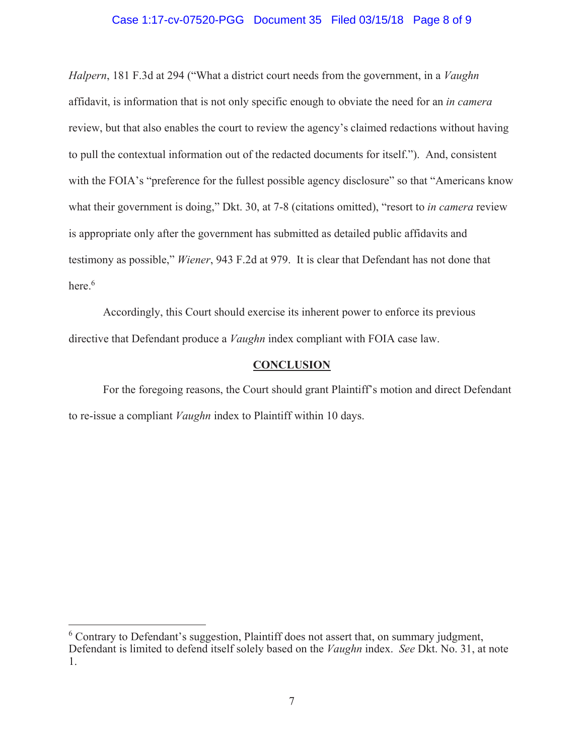*Halpern*, 181 F.3d at 294 ("What a district court needs from the government, in a *Vaughn* affidavit, is information that is not only specific enough to obviate the need for an *in camera* review, but that also enables the court to review the agency's claimed redactions without having to pull the contextual information out of the redacted documents for itself."). And, consistent with the FOIA's "preference for the fullest possible agency disclosure" so that "Americans know what their government is doing," Dkt. 30, at 7-8 (citations omitted), "resort to *in camera* review is appropriate only after the government has submitted as detailed public affidavits and testimony as possible," *Wiener*, 943 F.2d at 979. It is clear that Defendant has not done that here.[6]

Accordingly, this Court should exercise its inherent power to enforce its previous directive that Defendant produce a *Vaughn* index compliant with FOIA case law.

## CONCLUSION

For the foregoing reasons, the Court should grant Plaintiff's motion and direct Defendant to re-issue a compliant *Vaughn* index to Plaintiff within 10 days.

---

[6] Contrary to Defendant's suggestion, Plaintiff does not assert that, on summary judgment, Defendant is limited to defend itself solely based on the *Vaughn* index. *See* Dkt. No. 31, at note 1.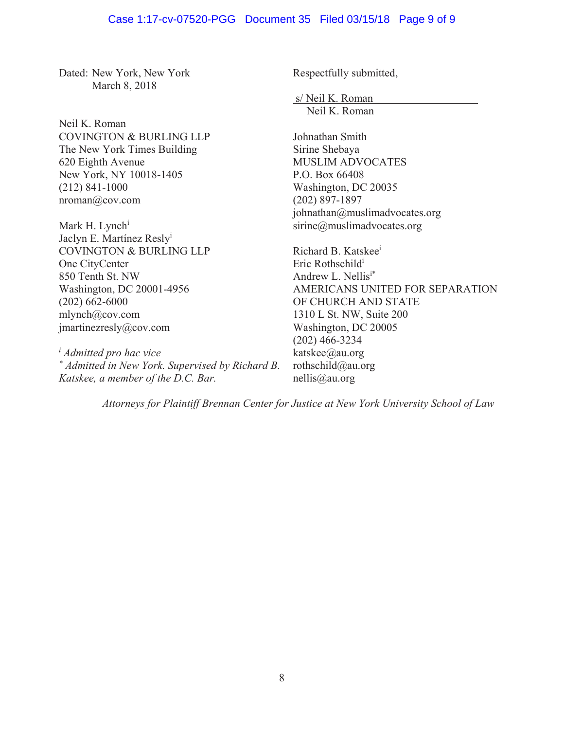Dated: New York, New York
March 8, 2018

Respectfully submitted,

s/ Neil K. Roman
Neil K. Roman

Neil K. Roman
COVINGTON & BURLING LLP
The New York Times Building
620 Eighth Avenue
New York, NY 10018-1405
(212) 841-1000
nroman@cov.com

Mark H. Lynch[i]
Jaclyn E. Martínez Resly[i]
COVINGTON & BURLING LLP
One CityCenter
850 Tenth St. NW
Washington, DC 20001-4956
(202) 662-6000
mlynch@cov.com
jmartinezresly@cov.com

Johnathan Smith
Sirine Shebaya
MUSLIM ADVOCATES
P.O. Box 66408
Washington, DC 20035
(202) 897-1897
johnathan@muslimadvocates.org
sirine@muslimadvocates.org

Richard B. Katskee[i]
Eric Rothschild[i]
Andrew L. Nellis[i*]
AMERICANS UNITED FOR SEPARATION OF CHURCH AND STATE
1310 L St. NW, Suite 200
Washington, DC 20005
(202) 466-3234
katskee@au.org
rothschild@au.org
nellis@au.org

[i] *Admitted pro hac vice*
[*] *Admitted in New York. Supervised by Richard B. Katskee, a member of the D.C. Bar.*

*Attorneys for Plaintiff Brennan Center for Justice at New York University School of Law*